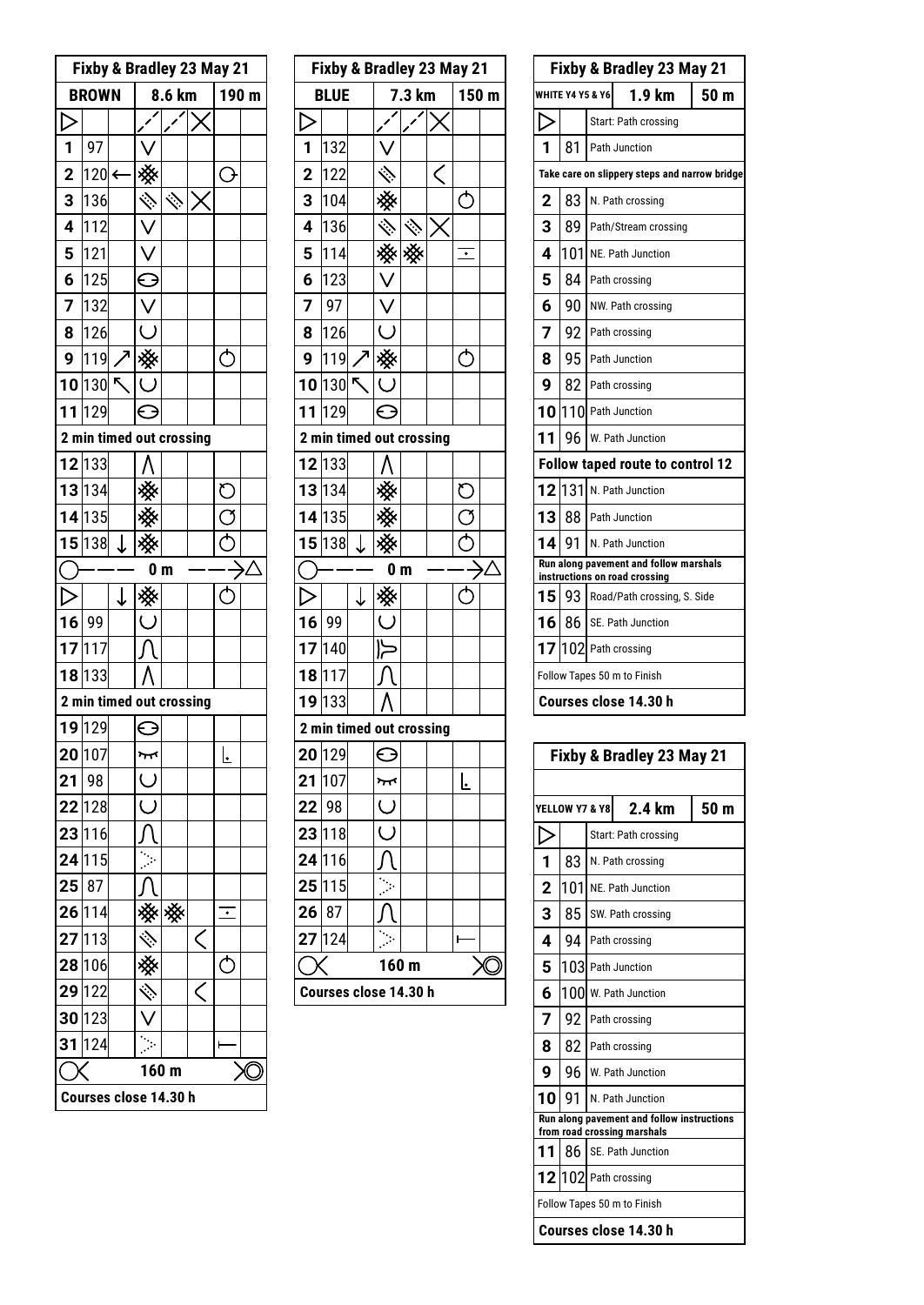| Fixby & Bradley 23 May 21 | | | | | | | |
|---|---|---|---|---|---|---|---|
| BROWN | | | 8.6 km | | | 190 m | |
| ▷ | | | | | | | |
| 1 | 97 | | | | | | |
| 2 | 120 | ← | | | | | |
| 3 | 136 | | | | | | |
| 4 | 112 | | | | | | |
| 5 | 121 | | | | | | |
| 6 | 125 | | | | | | |
| 7 | 132 | | | | | | |
| 8 | 126 | | | | | | |
| 9 | 119 | ↗ | | | | | |
| 10 | 130 | ↖ | | | | | |
| 11 | 129 | | | | | | |
| 2 min timed out crossing | | | | | | | |
| 12 | 133 | | | | | | |
| 13 | 134 | | | | | | |
| 14 | 135 | | | | | | |
| 15 | 138 | ↓ | | | | | |
| 0 m | | | | | | | |
| ▷ | | ↓ | | | | | |
| 16 | 99 | | | | | | |
| 17 | 117 | | | | | | |
| 18 | 133 | | | | | | |
| 2 min timed out crossing | | | | | | | |
| 19 | 129 | | | | | | |
| 20 | 107 | | | | | | |
| 21 | 98 | | | | | | |
| 22 | 128 | | | | | | |
| 23 | 116 | | | | | | |
| 24 | 115 | | | | | | |
| 25 | 87 | | | | | | |
| 26 | 114 | | | | | | |
| 27 | 113 | | | | | | |
| 28 | 106 | | | | | | |
| 29 | 122 | | | | | | |
| 30 | 123 | | | | | | |
| 31 | 124 | | | | | | |
| 160 m | | | | | | | |
| Courses close 14.30 h | | | | | | | |

| Fixby & Bradley 23 May 21 | | | | | | | |
|---|---|---|---|---|---|---|---|
| BLUE | | | 7.3 km | | | 150 m | |
| ▷ | | | | | | | |
| 1 | 132 | | | | | | |
| 2 | 122 | | | | | | |
| 3 | 104 | | | | | | |
| 4 | 136 | | | | | | |
| 5 | 114 | | | | | | |
| 6 | 123 | | | | | | |
| 7 | 97 | | | | | | |
| 8 | 126 | | | | | | |
| 9 | 119 | ↗ | | | | | |
| 10 | 130 | ↖ | | | | | |
| 11 | 129 | | | | | | |
| 2 min timed out crossing | | | | | | | |
| 12 | 133 | | | | | | |
| 13 | 134 | | | | | | |
| 14 | 135 | | | | | | |
| 15 | 138 | ↓ | | | | | |
| 0 m | | | | | | | |
| ▷ | | ↓ | | | | | |
| 16 | 99 | | | | | | |
| 17 | 140 | | | | | | |
| 18 | 117 | | | | | | |
| 19 | 133 | | | | | | |
| 2 min timed out crossing | | | | | | | |
| 20 | 129 | | | | | | |
| 21 | 107 | | | | | | |
| 22 | 98 | | | | | | |
| 23 | 118 | | | | | | |
| 24 | 116 | | | | | | |
| 25 | 115 | | | | | | |
| 26 | 87 | | | | | | |
| 27 | 124 | | | | | | |
| 160 m | | | | | | | |
| Courses close 14.30 h | | | | | | | |

| Fixby & Bradley 23 May 21 | | | |
|---|---|---|---|
| WHITE Y4 Y5 & Y6 | | 1.9 km | 50 m |
| ▷ | | Start: Path crossing | |
| 1 | 81 | Path Junction | |
| Take care on slippery steps and narrow bridge | | | |
| 2 | 83 | N. Path crossing | |
| 3 | 89 | Path/Stream crossing | |
| 4 | 101 | NE. Path Junction | |
| 5 | 84 | Path crossing | |
| 6 | 90 | NW. Path crossing | |
| 7 | 92 | Path crossing | |
| 8 | 95 | Path Junction | |
| 9 | 82 | Path crossing | |
| 10 | 110 | Path Junction | |
| 11 | 96 | W. Path Junction | |
| Follow taped route to control 12 | | | |
| 12 | 131 | N. Path Junction | |
| 13 | 88 | Path Junction | |
| 14 | 91 | N. Path Junction | |
| Run along pavement and follow marshals instructions on road crossing | | | |
| 15 | 93 | Road/Path crossing, S. Side | |
| 16 | 86 | SE. Path Junction | |
| 17 | 102 | Path crossing | |
| Follow Tapes 50 m to Finish | | | |
| Courses close 14.30 h | | | |

| Fixby & Bradley 23 May 21 | | | |
|---|---|---|---|
| YELLOW Y7 & Y8 | | 2.4 km | 50 m |
| ▷ | | Start: Path crossing | |
| 1 | 83 | N. Path crossing | |
| 2 | 101 | NE. Path Junction | |
| 3 | 85 | SW. Path crossing | |
| 4 | 94 | Path crossing | |
| 5 | 103 | Path Junction | |
| 6 | 100 | W. Path Junction | |
| 7 | 92 | Path crossing | |
| 8 | 82 | Path crossing | |
| 9 | 96 | W. Path Junction | |
| 10 | 91 | N. Path Junction | |
| Run along pavement and follow instructions from road crossing marshals | | | |
| 11 | 86 | SE. Path Junction | |
| 12 | 102 | Path crossing | |
| Follow Tapes 50 m to Finish | | | |
| Courses close 14.30 h | | | |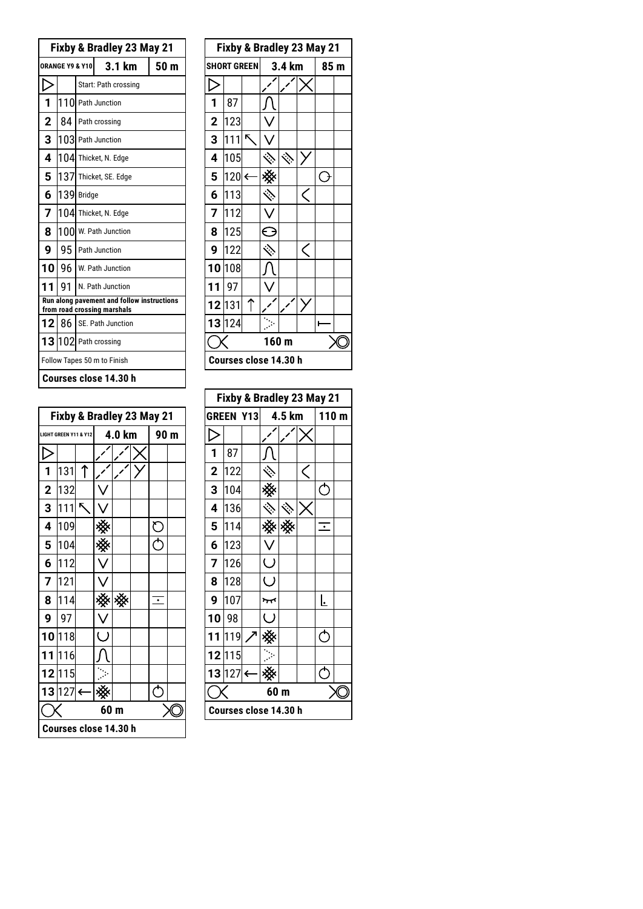| Fixby & Bradley 23 May 21 | | |
|---|---|---|
| ORANGE Y9 & Y10 | 3.1 km | 50 m |
| ▷ | | Start: Path crossing |
| 1 | 110 | Path Junction |
| 2 | 84 | Path crossing |
| 3 | 103 | Path Junction |
| 4 | 104 | Thicket, N. Edge |
| 5 | 137 | Thicket, SE. Edge |
| 6 | 139 | Bridge |
| 7 | 104 | Thicket, N. Edge |
| 8 | 100 | W. Path Junction |
| 9 | 95 | Path Junction |
| 10 | 96 | W. Path Junction |
| 11 | 91 | N. Path Junction |
| Run along pavement and follow instructions from road crossing marshals | | |
| 12 | 86 | SE. Path Junction |
| 13 | 102 | Path crossing |
| Follow Tapes 50 m to Finish | | |
| Courses close 14.30 h | | |

| Fixby & Bradley 23 May 21 | | | | | | | |
|---|---|---|---|---|---|---|---|
| SHORT GREEN | | 3.4 km | | | 85 m | | |
| ▷ | | | ⁄⁄ | ⁄⁄ | ✕ | | |
| 1 | 87 | | ∩ | | | | |
| 2 | 123 | | V | | | | |
| 3 | 111 | ↖ | V | | | | |
| 4 | 105 | | ⋰ | ⋰ | Y | | |
| 5 | 120 | ← | ※ | | | ○ | |
| 6 | 113 | | ⋰ | | < | | |
| 7 | 112 | | V | | | | |
| 8 | 125 | | ⊖ | | | | |
| 9 | 122 | | ⋰ | | < | | |
| 10 | 108 | | ∩ | | | | |
| 11 | 97 | | V | | | | |
| 12 | 131 | ↑ | ⁄⁄ | ⁄⁄ | Y | | |
| 13 | 124 | | ⋱ | | | ⊢ | |
| ○< | | | 160 m | | | >◎ | |
| Courses close 14.30 h | | | | | | | |

| Fixby & Bradley 23 May 21 | | | | | | | |
|---|---|---|---|---|---|---|---|
| LIGHT GREEN Y11 & Y12 | | | 4.0 km | | | 90 m | |
| ▷ | | | ⁄⁄ | ⁄⁄ | ✕ | | |
| 1 | 131 | ↑ | ⁄⁄ | ⁄⁄ | Y | | |
| 2 | 132 | | V | | | | |
| 3 | 111 | ↖ | V | | | | |
| 4 | 109 | | ※ | | | ○ | |
| 5 | 104 | | ※ | | | ○ | |
| 6 | 112 | | V | | | | |
| 7 | 121 | | V | | | | |
| 8 | 114 | | ※ | ※ | | ⊡ | |
| 9 | 97 | | V | | | | |
| 10 | 118 | | U | | | | |
| 11 | 116 | | ∩ | | | | |
| 12 | 115 | | ⋱ | | | | |
| 13 | 127 | ← | ※ | | | ○ | |
| ○< | | | 60 m | | | >◎ | |
| Courses close 14.30 h | | | | | | | |

| Fixby & Bradley 23 May 21 | | | | | | | |
|---|---|---|---|---|---|---|---|
| GREEN Y13 | | | 4.5 km | | | 110 m | |
| ▷ | | | ⁄⁄ | ⁄⁄ | ✕ | | |
| 1 | 87 | | ∩ | | | | |
| 2 | 122 | | ⋰ | | < | | |
| 3 | 104 | | ※ | | | ○ | |
| 4 | 136 | | ⋰ | ⋰ | ✕ | | |
| 5 | 114 | | ※ | ※ | | ⊡ | |
| 6 | 123 | | V | | | | |
| 7 | 126 | | U | | | | |
| 8 | 128 | | U | | | | |
| 9 | 107 | | ⩤ | | | ⌊ | |
| 10 | 98 | | U | | | | |
| 11 | 119 | ↗ | ※ | | | ○ | |
| 12 | 115 | | ⋱ | | | | |
| 13 | 127 | ← | ※ | | | ○ | |
| ○< | | | 60 m | | | >◎ | |
| Courses close 14.30 h | | | | | | | |